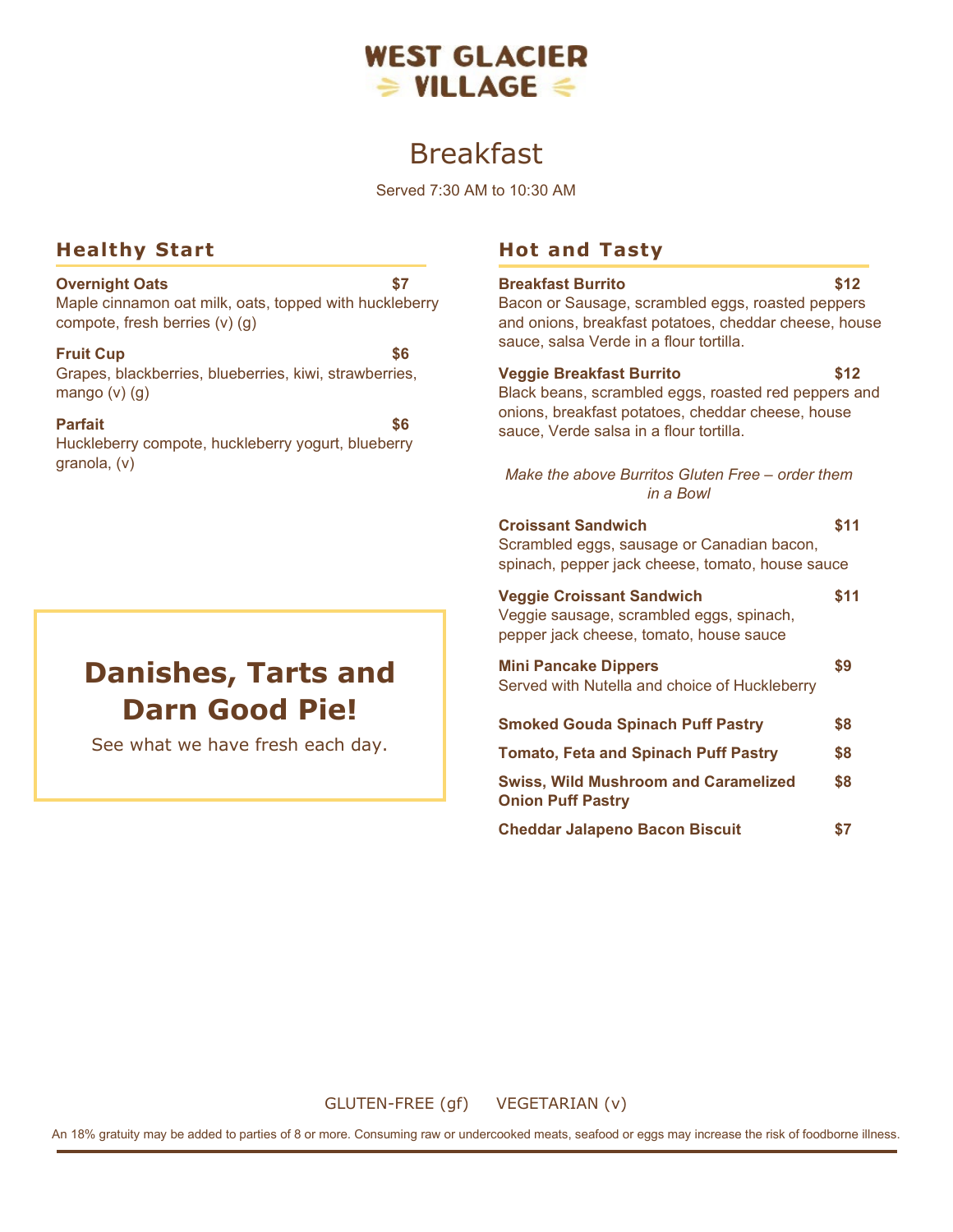# WEST GLACIER VILLAGE

## Breakfast

Served 7:30 AM to 10:30 AM

### Healthy Start

**Overnight Oats** **$7**
Maple cinnamon oat milk, oats, topped with huckleberry compote, fresh berries (v) (g)

**Fruit Cup** **$6**
Grapes, blackberries, blueberries, kiwi, strawberries, mango (v) (g)

**Parfait** **$6**
Huckleberry compote, huckleberry yogurt, blueberry granola, (v)

### Hot and Tasty

**Breakfast Burrito** **$12**
Bacon or Sausage, scrambled eggs, roasted peppers and onions, breakfast potatoes, cheddar cheese, house sauce, salsa Verde in a flour tortilla.

**Veggie Breakfast Burrito** **$12**
Black beans, scrambled eggs, roasted red peppers and onions, breakfast potatoes, cheddar cheese, house sauce, Verde salsa in a flour tortilla.

*Make the above Burritos Gluten Free – order them in a Bowl*

**Croissant Sandwich** **$11**
Scrambled eggs, sausage or Canadian bacon, spinach, pepper jack cheese, tomato, house sauce

**Veggie Croissant Sandwich** **$11**
Veggie sausage, scrambled eggs, spinach, pepper jack cheese, tomato, house sauce

**Mini Pancake Dippers** **$9**
Served with Nutella and choice of Huckleberry

**Smoked Gouda Spinach Puff Pastry** **$8**

**Tomato, Feta and Spinach Puff Pastry** **$8**

**Swiss, Wild Mushroom and Caramelized Onion Puff Pastry** **$8**

**Cheddar Jalapeno Bacon Biscuit** **$7**

## Danishes, Tarts and Darn Good Pie!

See what we have fresh each day.

GLUTEN-FREE (gf) VEGETARIAN (v)

An 18% gratuity may be added to parties of 8 or more. Consuming raw or undercooked meats, seafood or eggs may increase the risk of foodborne illness.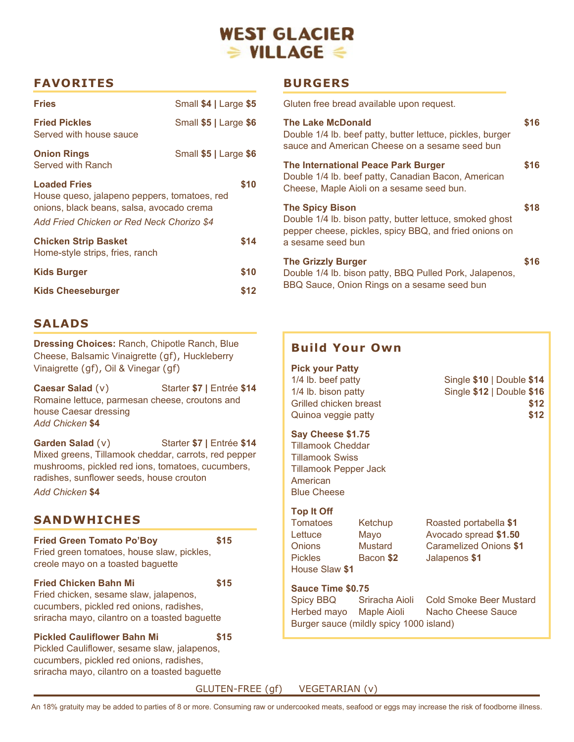# WEST GLACIER VILLAGE

## FAVORITES

**Fries** Small **$4** | Large **$5**

**Fried Pickles** Small **$5** | Large **$6**
Served with house sauce

**Onion Rings** Small **$5** | Large **$6**
Served with Ranch

**Loaded Fries** **$10**
House queso, jalapeno peppers, tomatoes, red onions, black beans, salsa, avocado crema
*Add Fried Chicken or Red Neck Chorizo $4*

**Chicken Strip Basket** **$14**
Home-style strips, fries, ranch

**Kids Burger** **$10**

**Kids Cheeseburger** **$12**

## SALADS

**Dressing Choices:** Ranch, Chipotle Ranch, Blue Cheese, Balsamic Vinaigrette (gf), Huckleberry Vinaigrette (gf), Oil & Vinegar (gf)

**Caesar Salad** (v) Starter **$7** | Entrée **$14**
Romaine lettuce, parmesan cheese, croutons and house Caesar dressing
*Add Chicken* **$4**

**Garden Salad** (v) Starter **$7** | Entrée **$14**
Mixed greens, Tillamook cheddar, carrots, red pepper mushrooms, pickled red ions, tomatoes, cucumbers, radishes, sunflower seeds, house crouton
*Add Chicken* **$4**

## SANDWICHES

**Fried Green Tomato Po'Boy** **$15**
Fried green tomatoes, house slaw, pickles, creole mayo on a toasted baguette

**Fried Chicken Bahn Mi** **$15**
Fried chicken, sesame slaw, jalapenos, cucumbers, pickled red onions, radishes, sriracha mayo, cilantro on a toasted baguette

**Pickled Cauliflower Bahn Mi** **$15**
Pickled Cauliflower, sesame slaw, jalapenos, cucumbers, pickled red onions, radishes, sriracha mayo, cilantro on a toasted baguette

## BURGERS

Gluten free bread available upon request.

**The Lake McDonald** **$16**
Double 1/4 lb. beef patty, butter lettuce, pickles, burger sauce and American Cheese on a sesame seed bun

**The International Peace Park Burger** **$16**
Double 1/4 lb. beef patty, Canadian Bacon, American Cheese, Maple Aioli on a sesame seed bun.

**The Spicy Bison** **$18**
Double 1/4 lb. bison patty, butter lettuce, smoked ghost pepper cheese, pickles, spicy BBQ, and fried onions on a sesame seed bun

**The Grizzly Burger** **$16**
Double 1/4 lb. bison patty, BBQ Pulled Pork, Jalapenos, BBQ Sauce, Onion Rings on a sesame seed bun

## Build Your Own

**Pick your Patty**

| | |
|---|---|
| 1/4 lb. beef patty | Single **$10** \| Double **$14** |
| 1/4 lb. bison patty | Single **$12** \| Double **$16** |
| Grilled chicken breast | **$12** |
| Quinoa veggie patty | **$12** |

**Say Cheese $1.75**
Tillamook Cheddar
Tillamook Swiss
Tillamook Pepper Jack
American
Blue Cheese

**Top It Off**

| | | |
|---|---|---|
| Tomatoes | Ketchup | Roasted portabella **$1** |
| Lettuce | Mayo | Avocado spread **$1.50** |
| Onions | Mustard | Caramelized Onions **$1** |
| Pickles | Bacon **$2** | Jalapenos **$1** |
| House Slaw **$1** | | |

**Sauce Time $0.75**

| | | |
|---|---|---|
| Spicy BBQ | Sriracha Aioli | Cold Smoke Beer Mustard |
| Herbed mayo | Maple Aioli | Nacho Cheese Sauce |
| Burger sauce (mildly spicy 1000 island) | | |

GLUTEN-FREE (gf) VEGETARIAN (v)

An 18% gratuity may be added to parties of 8 or more. Consuming raw or undercooked meats, seafood or eggs may increase the risk of foodborne illness.